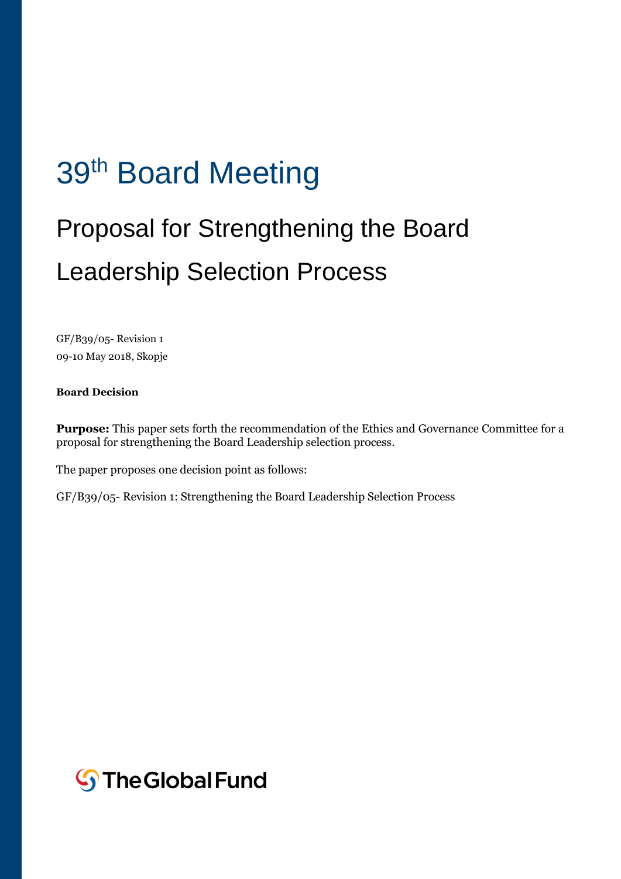# 39th Board Meeting

## Proposal for Strengthening the Board Leadership Selection Process

GF/B39/05- Revision 1
09-10 May 2018, Skopje

**Board Decision**

**Purpose:** This paper sets forth the recommendation of the Ethics and Governance Committee for a proposal for strengthening the Board Leadership selection process.

The paper proposes one decision point as follows:

GF/B39/05- Revision 1: Strengthening the Board Leadership Selection Process

The Global Fund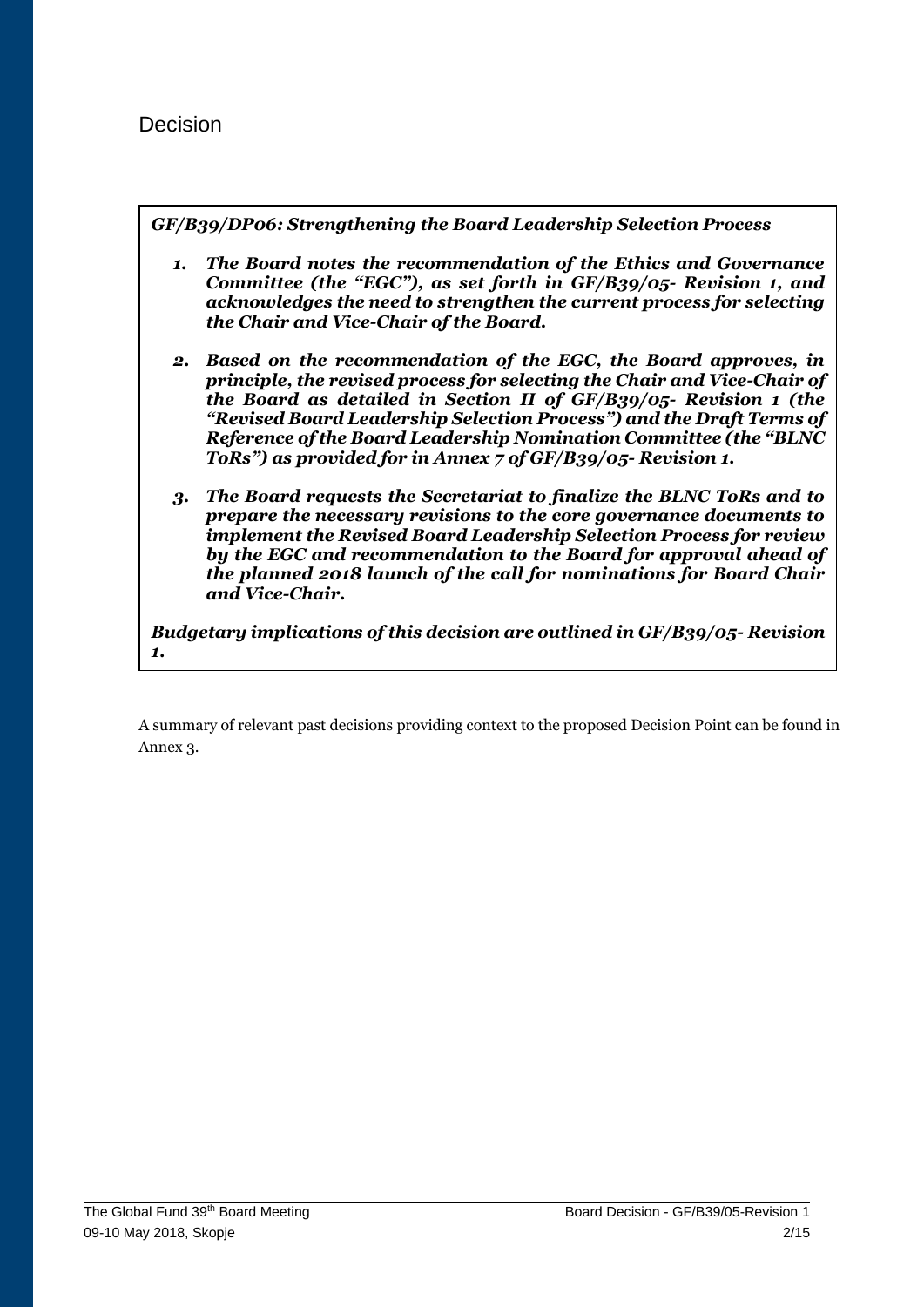## Decision

***GF/B39/DP06: Strengthening the Board Leadership Selection Process***

1. ***The Board notes the recommendation of the Ethics and Governance Committee (the "EGC"), as set forth in GF/B39/05- Revision 1, and acknowledges the need to strengthen the current process for selecting the Chair and Vice-Chair of the Board.***

2. ***Based on the recommendation of the EGC, the Board approves, in principle, the revised process for selecting the Chair and Vice-Chair of the Board as detailed in Section II of GF/B39/05- Revision 1 (the "Revised Board Leadership Selection Process") and the Draft Terms of Reference of the Board Leadership Nomination Committee (the "BLNC ToRs") as provided for in Annex 7 of GF/B39/05- Revision 1.***

3. ***The Board requests the Secretariat to finalize the BLNC ToRs and to prepare the necessary revisions to the core governance documents to implement the Revised Board Leadership Selection Process for review by the EGC and recommendation to the Board for approval ahead of the planned 2018 launch of the call for nominations for Board Chair and Vice-Chair.***

<u>***Budgetary implications of this decision are outlined in GF/B39/05- Revision 1.***</u>

A summary of relevant past decisions providing context to the proposed Decision Point can be found in Annex 3.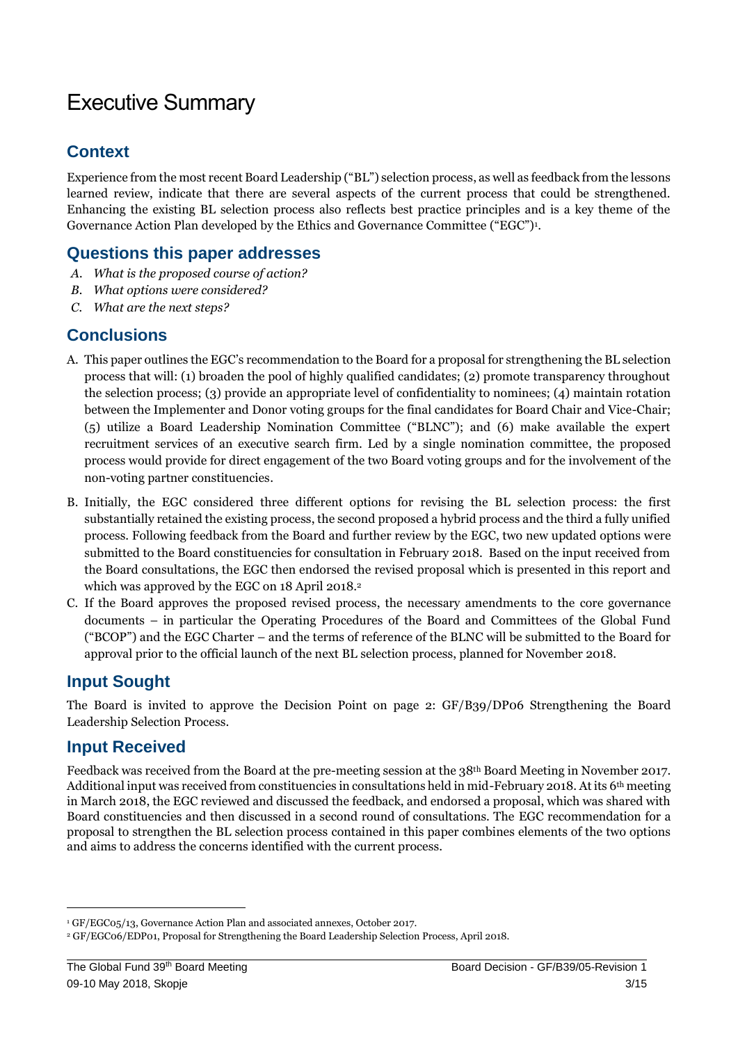# Executive Summary

## Context

Experience from the most recent Board Leadership ("BL") selection process, as well as feedback from the lessons learned review, indicate that there are several aspects of the current process that could be strengthened. Enhancing the existing BL selection process also reflects best practice principles and is a key theme of the Governance Action Plan developed by the Ethics and Governance Committee ("EGC")[1].

## Questions this paper addresses

A. *What is the proposed course of action?*
B. *What options were considered?*
C. *What are the next steps?*

## Conclusions

A. This paper outlines the EGC's recommendation to the Board for a proposal for strengthening the BL selection process that will: (1) broaden the pool of highly qualified candidates; (2) promote transparency throughout the selection process; (3) provide an appropriate level of confidentiality to nominees; (4) maintain rotation between the Implementer and Donor voting groups for the final candidates for Board Chair and Vice-Chair; (5) utilize a Board Leadership Nomination Committee ("BLNC"); and (6) make available the expert recruitment services of an executive search firm. Led by a single nomination committee, the proposed process would provide for direct engagement of the two Board voting groups and for the involvement of the non-voting partner constituencies.

B. Initially, the EGC considered three different options for revising the BL selection process: the first substantially retained the existing process, the second proposed a hybrid process and the third a fully unified process. Following feedback from the Board and further review by the EGC, two new updated options were submitted to the Board constituencies for consultation in February 2018. Based on the input received from the Board consultations, the EGC then endorsed the revised proposal which is presented in this report and which was approved by the EGC on 18 April 2018.[2]

C. If the Board approves the proposed revised process, the necessary amendments to the core governance documents – in particular the Operating Procedures of the Board and Committees of the Global Fund ("BCOP") and the EGC Charter – and the terms of reference of the BLNC will be submitted to the Board for approval prior to the official launch of the next BL selection process, planned for November 2018.

## Input Sought

The Board is invited to approve the Decision Point on page 2: GF/B39/DP06 Strengthening the Board Leadership Selection Process.

## Input Received

Feedback was received from the Board at the pre-meeting session at the 38th Board Meeting in November 2017. Additional input was received from constituencies in consultations held in mid-February 2018. At its 6th meeting in March 2018, the EGC reviewed and discussed the feedback, and endorsed a proposal, which was shared with Board constituencies and then discussed in a second round of consultations. The EGC recommendation for a proposal to strengthen the BL selection process contained in this paper combines elements of the two options and aims to address the concerns identified with the current process.

---

[1] GF/EGC05/13, Governance Action Plan and associated annexes, October 2017.

[2] GF/EGC06/EDP01, Proposal for Strengthening the Board Leadership Selection Process, April 2018.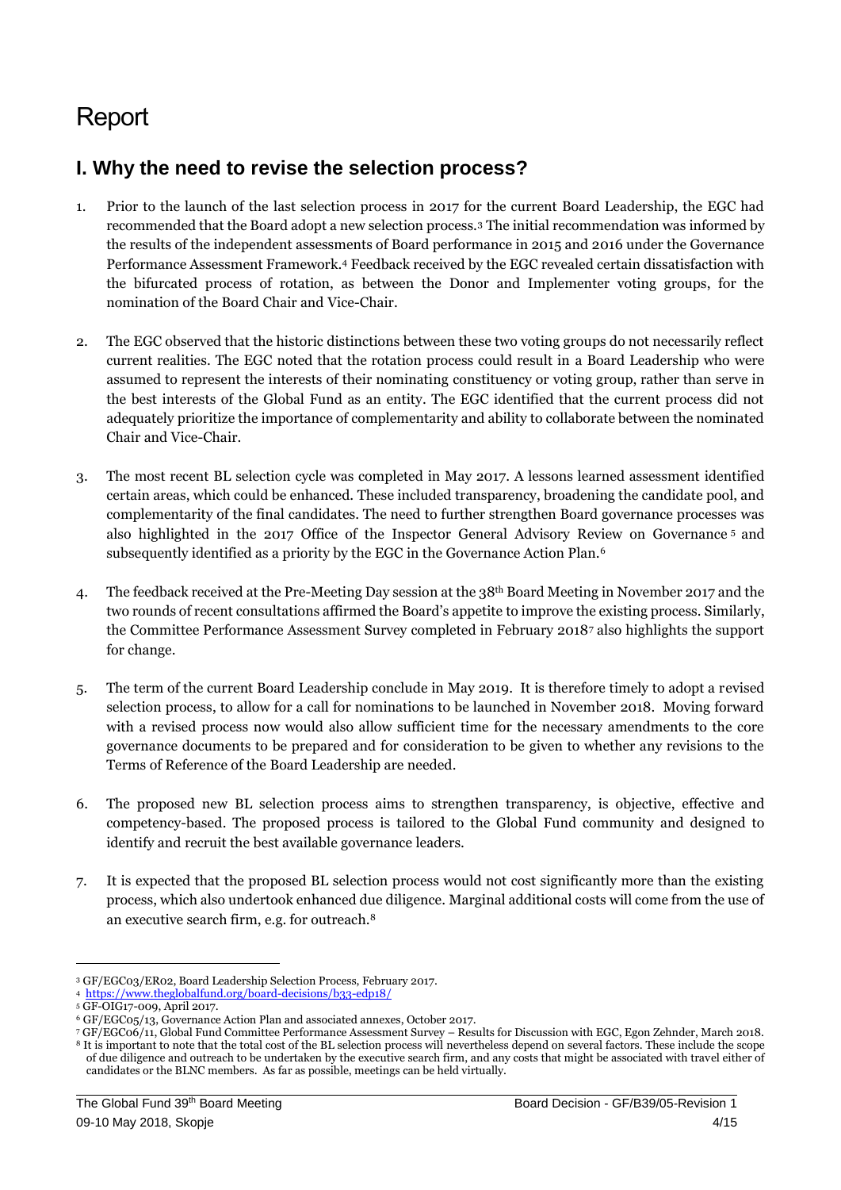# Report

## I. Why the need to revise the selection process?

1. Prior to the launch of the last selection process in 2017 for the current Board Leadership, the EGC had recommended that the Board adopt a new selection process.[3] The initial recommendation was informed by the results of the independent assessments of Board performance in 2015 and 2016 under the Governance Performance Assessment Framework.[4] Feedback received by the EGC revealed certain dissatisfaction with the bifurcated process of rotation, as between the Donor and Implementer voting groups, for the nomination of the Board Chair and Vice-Chair.

2. The EGC observed that the historic distinctions between these two voting groups do not necessarily reflect current realities. The EGC noted that the rotation process could result in a Board Leadership who were assumed to represent the interests of their nominating constituency or voting group, rather than serve in the best interests of the Global Fund as an entity. The EGC identified that the current process did not adequately prioritize the importance of complementarity and ability to collaborate between the nominated Chair and Vice-Chair.

3. The most recent BL selection cycle was completed in May 2017. A lessons learned assessment identified certain areas, which could be enhanced. These included transparency, broadening the candidate pool, and complementarity of the final candidates. The need to further strengthen Board governance processes was also highlighted in the 2017 Office of the Inspector General Advisory Review on Governance[5] and subsequently identified as a priority by the EGC in the Governance Action Plan.[6]

4. The feedback received at the Pre-Meeting Day session at the 38th Board Meeting in November 2017 and the two rounds of recent consultations affirmed the Board's appetite to improve the existing process. Similarly, the Committee Performance Assessment Survey completed in February 2018[7] also highlights the support for change.

5. The term of the current Board Leadership conclude in May 2019. It is therefore timely to adopt a revised selection process, to allow for a call for nominations to be launched in November 2018. Moving forward with a revised process now would also allow sufficient time for the necessary amendments to the core governance documents to be prepared and for consideration to be given to whether any revisions to the Terms of Reference of the Board Leadership are needed.

6. The proposed new BL selection process aims to strengthen transparency, is objective, effective and competency-based. The proposed process is tailored to the Global Fund community and designed to identify and recruit the best available governance leaders.

7. It is expected that the proposed BL selection process would not cost significantly more than the existing process, which also undertook enhanced due diligence. Marginal additional costs will come from the use of an executive search firm, e.g. for outreach.[8]

---

[3] GF/EGC03/ER02, Board Leadership Selection Process, February 2017.

[4] https://www.theglobalfund.org/board-decisions/b33-edp18/

[5] GF-OIG17-009, April 2017.

[6] GF/EGC05/13, Governance Action Plan and associated annexes, October 2017.

[7] GF/EGC06/11, Global Fund Committee Performance Assessment Survey – Results for Discussion with EGC, Egon Zehnder, March 2018.

[8] It is important to note that the total cost of the BL selection process will nevertheless depend on several factors. These include the scope of due diligence and outreach to be undertaken by the executive search firm, and any costs that might be associated with travel either of candidates or the BLNC members. As far as possible, meetings can be held virtually.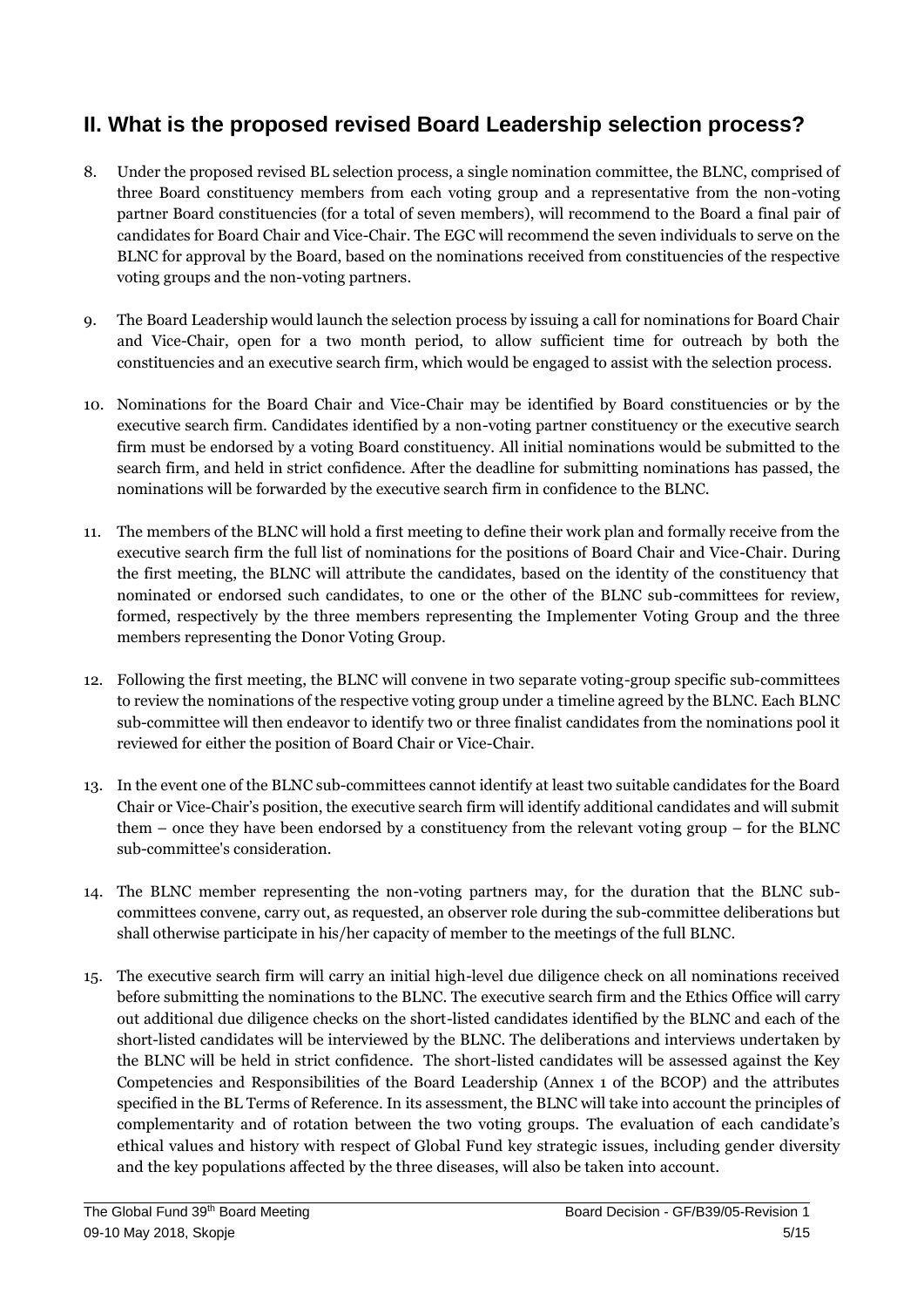## II. What is the proposed revised Board Leadership selection process?

8. Under the proposed revised BL selection process, a single nomination committee, the BLNC, comprised of three Board constituency members from each voting group and a representative from the non-voting partner Board constituencies (for a total of seven members), will recommend to the Board a final pair of candidates for Board Chair and Vice-Chair. The EGC will recommend the seven individuals to serve on the BLNC for approval by the Board, based on the nominations received from constituencies of the respective voting groups and the non-voting partners.

9. The Board Leadership would launch the selection process by issuing a call for nominations for Board Chair and Vice-Chair, open for a two month period, to allow sufficient time for outreach by both the constituencies and an executive search firm, which would be engaged to assist with the selection process.

10. Nominations for the Board Chair and Vice-Chair may be identified by Board constituencies or by the executive search firm. Candidates identified by a non-voting partner constituency or the executive search firm must be endorsed by a voting Board constituency. All initial nominations would be submitted to the search firm, and held in strict confidence. After the deadline for submitting nominations has passed, the nominations will be forwarded by the executive search firm in confidence to the BLNC.

11. The members of the BLNC will hold a first meeting to define their work plan and formally receive from the executive search firm the full list of nominations for the positions of Board Chair and Vice-Chair. During the first meeting, the BLNC will attribute the candidates, based on the identity of the constituency that nominated or endorsed such candidates, to one or the other of the BLNC sub-committees for review, formed, respectively by the three members representing the Implementer Voting Group and the three members representing the Donor Voting Group.

12. Following the first meeting, the BLNC will convene in two separate voting-group specific sub-committees to review the nominations of the respective voting group under a timeline agreed by the BLNC. Each BLNC sub-committee will then endeavor to identify two or three finalist candidates from the nominations pool it reviewed for either the position of Board Chair or Vice-Chair.

13. In the event one of the BLNC sub-committees cannot identify at least two suitable candidates for the Board Chair or Vice-Chair's position, the executive search firm will identify additional candidates and will submit them – once they have been endorsed by a constituency from the relevant voting group – for the BLNC sub-committee's consideration.

14. The BLNC member representing the non-voting partners may, for the duration that the BLNC sub-committees convene, carry out, as requested, an observer role during the sub-committee deliberations but shall otherwise participate in his/her capacity of member to the meetings of the full BLNC.

15. The executive search firm will carry an initial high-level due diligence check on all nominations received before submitting the nominations to the BLNC. The executive search firm and the Ethics Office will carry out additional due diligence checks on the short-listed candidates identified by the BLNC and each of the short-listed candidates will be interviewed by the BLNC. The deliberations and interviews undertaken by the BLNC will be held in strict confidence. The short-listed candidates will be assessed against the Key Competencies and Responsibilities of the Board Leadership (Annex 1 of the BCOP) and the attributes specified in the BL Terms of Reference. In its assessment, the BLNC will take into account the principles of complementarity and of rotation between the two voting groups. The evaluation of each candidate's ethical values and history with respect of Global Fund key strategic issues, including gender diversity and the key populations affected by the three diseases, will also be taken into account.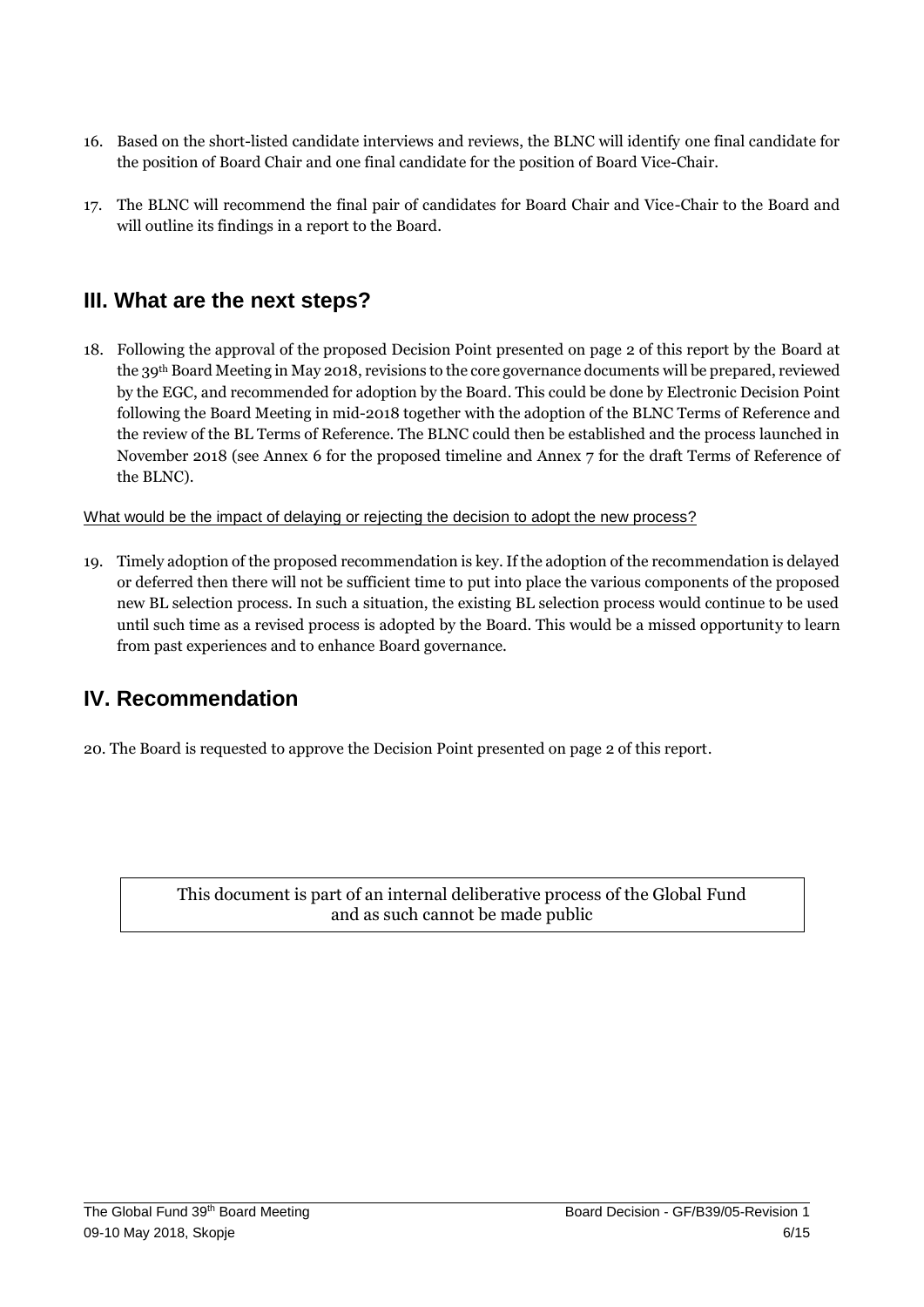16. Based on the short-listed candidate interviews and reviews, the BLNC will identify one final candidate for the position of Board Chair and one final candidate for the position of Board Vice-Chair.

17. The BLNC will recommend the final pair of candidates for Board Chair and Vice-Chair to the Board and will outline its findings in a report to the Board.

## III. What are the next steps?

18. Following the approval of the proposed Decision Point presented on page 2 of this report by the Board at the 39th Board Meeting in May 2018, revisions to the core governance documents will be prepared, reviewed by the EGC, and recommended for adoption by the Board. This could be done by Electronic Decision Point following the Board Meeting in mid-2018 together with the adoption of the BLNC Terms of Reference and the review of the BL Terms of Reference. The BLNC could then be established and the process launched in November 2018 (see Annex 6 for the proposed timeline and Annex 7 for the draft Terms of Reference of the BLNC).

What would be the impact of delaying or rejecting the decision to adopt the new process?

19. Timely adoption of the proposed recommendation is key. If the adoption of the recommendation is delayed or deferred then there will not be sufficient time to put into place the various components of the proposed new BL selection process. In such a situation, the existing BL selection process would continue to be used until such time as a revised process is adopted by the Board. This would be a missed opportunity to learn from past experiences and to enhance Board governance.

## IV. Recommendation

20. The Board is requested to approve the Decision Point presented on page 2 of this report.

This document is part of an internal deliberative process of the Global Fund and as such cannot be made public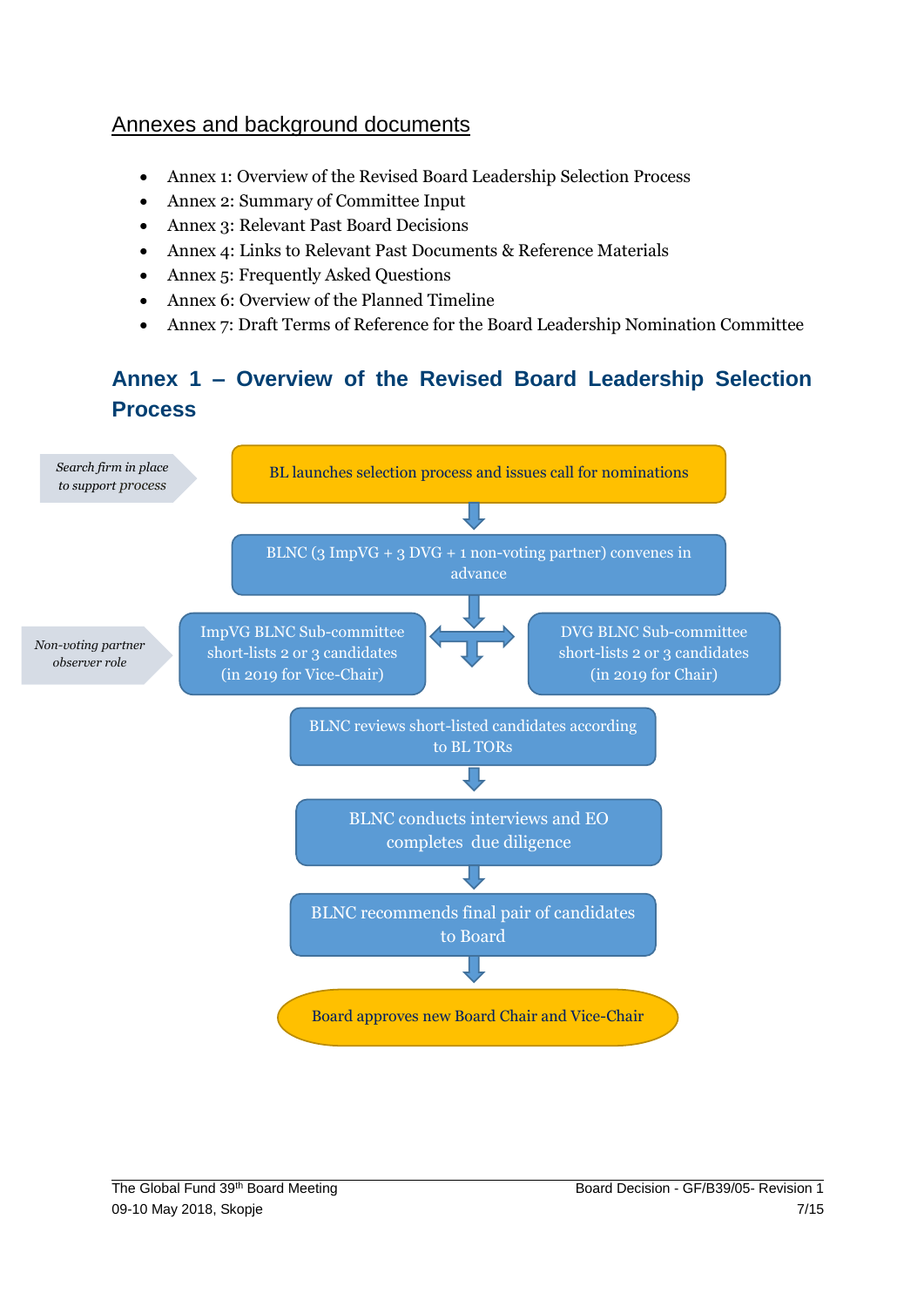## Annexes and background documents

- Annex 1: Overview of the Revised Board Leadership Selection Process
- Annex 2: Summary of Committee Input
- Annex 3: Relevant Past Board Decisions
- Annex 4: Links to Relevant Past Documents & Reference Materials
- Annex 5: Frequently Asked Questions
- Annex 6: Overview of the Planned Timeline
- Annex 7: Draft Terms of Reference for the Board Leadership Nomination Committee

## Annex 1 – Overview of the Revised Board Leadership Selection Process

*Search firm in place to support process*

BL launches selection process and issues call for nominations

↓

BLNC (3 ImpVG + 3 DVG + 1 non-voting partner) convenes in advance

↓

*Non-voting partner observer role*

ImpVG BLNC Sub-committee short-lists 2 or 3 candidates (in 2019 for Vice-Chair)

DVG BLNC Sub-committee short-lists 2 or 3 candidates (in 2019 for Chair)

↓

BLNC reviews short-listed candidates according to BL TORs

↓

BLNC conducts interviews and EO completes due diligence

↓

BLNC recommends final pair of candidates to Board

↓

Board approves new Board Chair and Vice-Chair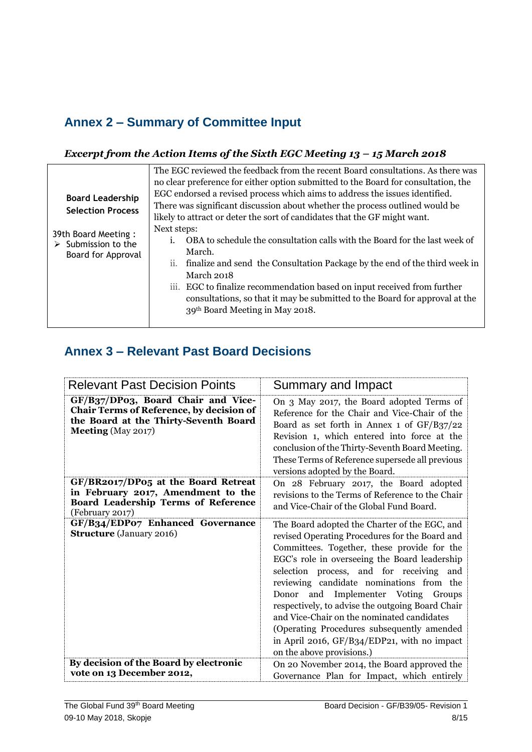## Annex 2 – Summary of Committee Input

***Excerpt from the Action Items of the Sixth EGC Meeting 13 – 15 March 2018***

| | |
|---|---|
| **Board Leadership Selection Process**<br><br>39th Board Meeting :<br>➢ Submission to the Board for Approval | The EGC reviewed the feedback from the recent Board consultations. As there was no clear preference for either option submitted to the Board for consultation, the EGC endorsed a revised process which aims to address the issues identified. There was significant discussion about whether the process outlined would be likely to attract or deter the sort of candidates that the GF might want.<br>Next steps:<br>i. OBA to schedule the consultation calls with the Board for the last week of March.<br>ii. finalize and send the Consultation Package by the end of the third week in March 2018<br>iii. EGC to finalize recommendation based on input received from further consultations, so that it may be submitted to the Board for approval at the 39th Board Meeting in May 2018. |

## Annex 3 – Relevant Past Board Decisions

| Relevant Past Decision Points | Summary and Impact |
|---|---|
| **GF/B37/DP03, Board Chair and Vice-Chair Terms of Reference, by decision of the Board at the Thirty-Seventh Board Meeting** (May 2017) | On 3 May 2017, the Board adopted Terms of Reference for the Chair and Vice-Chair of the Board as set forth in Annex 1 of GF/B37/22 Revision 1, which entered into force at the conclusion of the Thirty-Seventh Board Meeting. These Terms of Reference supersede all previous versions adopted by the Board. |
| **GF/BR2017/DP05 at the Board Retreat in February 2017, Amendment to the Board Leadership Terms of Reference** (February 2017) | On 28 February 2017, the Board adopted revisions to the Terms of Reference to the Chair and Vice-Chair of the Global Fund Board. |
| **GF/B34/EDP07 Enhanced Governance Structure** (January 2016) | The Board adopted the Charter of the EGC, and revised Operating Procedures for the Board and Committees. Together, these provide for the EGC's role in overseeing the Board leadership selection process, and for receiving and reviewing candidate nominations from the Donor and Implementer Voting Groups respectively, to advise the outgoing Board Chair and Vice-Chair on the nominated candidates (Operating Procedures subsequently amended in April 2016, GF/B34/EDP21, with no impact on the above provisions.) |
| **By decision of the Board by electronic vote on 13 December 2012,** | On 20 November 2014, the Board approved the Governance Plan for Impact, which entirely |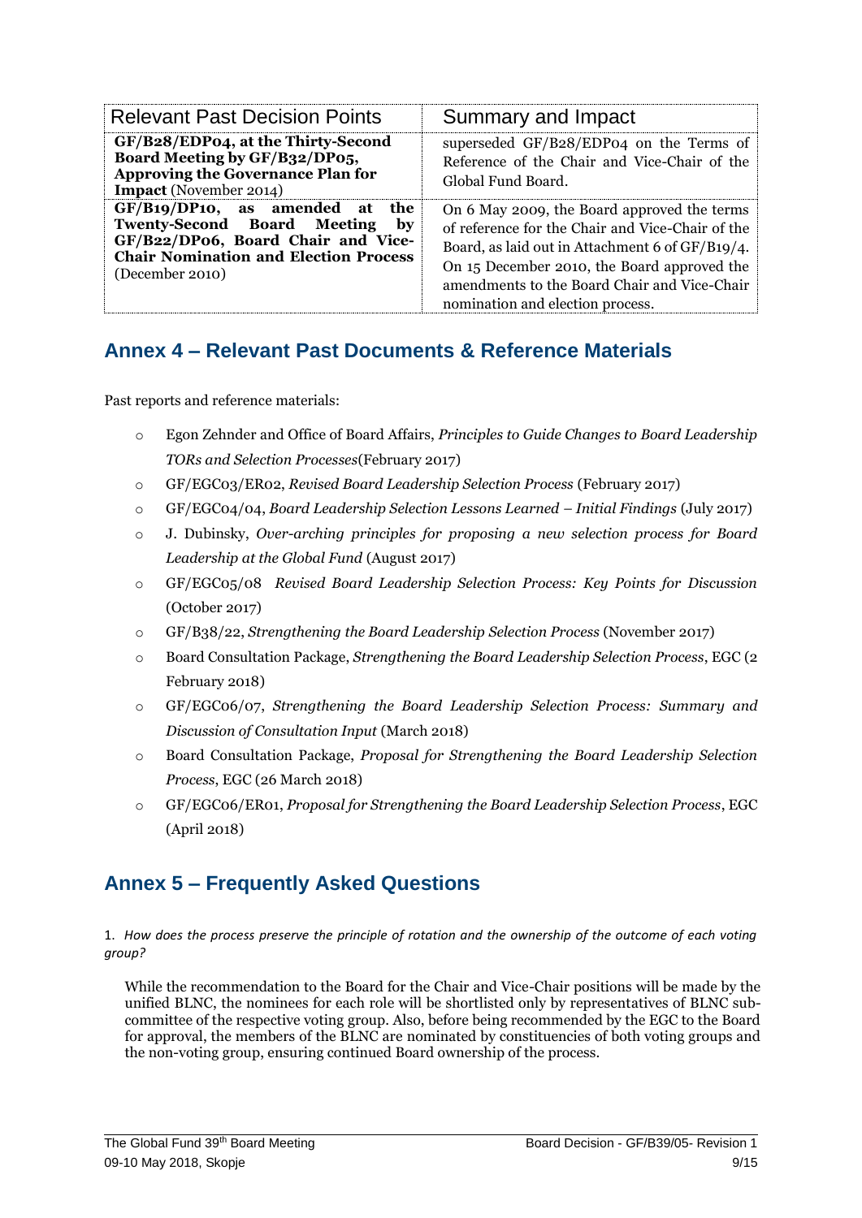| Relevant Past Decision Points | Summary and Impact |
| --- | --- |
| **GF/B28/EDP04, at the Thirty-Second Board Meeting by GF/B32/DP05, Approving the Governance Plan for Impact** (November 2014) | superseded GF/B28/EDP04 on the Terms of Reference of the Chair and Vice-Chair of the Global Fund Board. |
| **GF/B19/DP10, as amended at the Twenty-Second Board Meeting by GF/B22/DP06, Board Chair and Vice-Chair Nomination and Election Process** (December 2010) | On 6 May 2009, the Board approved the terms of reference for the Chair and Vice-Chair of the Board, as laid out in Attachment 6 of GF/B19/4. On 15 December 2010, the Board approved the amendments to the Board Chair and Vice-Chair nomination and election process. |

## Annex 4 – Relevant Past Documents & Reference Materials

Past reports and reference materials:

- Egon Zehnder and Office of Board Affairs, *Principles to Guide Changes to Board Leadership TORs and Selection Processes*(February 2017)
- GF/EGC03/ER02, *Revised Board Leadership Selection Process* (February 2017)
- GF/EGC04/04, *Board Leadership Selection Lessons Learned – Initial Findings* (July 2017)
- J. Dubinsky, *Over-arching principles for proposing a new selection process for Board Leadership at the Global Fund* (August 2017)
- GF/EGC05/08 *Revised Board Leadership Selection Process: Key Points for Discussion* (October 2017)
- GF/B38/22, *Strengthening the Board Leadership Selection Process* (November 2017)
- Board Consultation Package, *Strengthening the Board Leadership Selection Process*, EGC (2 February 2018)
- GF/EGC06/07, *Strengthening the Board Leadership Selection Process: Summary and Discussion of Consultation Input* (March 2018)
- Board Consultation Package, *Proposal for Strengthening the Board Leadership Selection Process*, EGC (26 March 2018)
- GF/EGC06/ER01, *Proposal for Strengthening the Board Leadership Selection Process*, EGC (April 2018)

## Annex 5 – Frequently Asked Questions

1. *How does the process preserve the principle of rotation and the ownership of the outcome of each voting group?*

While the recommendation to the Board for the Chair and Vice-Chair positions will be made by the unified BLNC, the nominees for each role will be shortlisted only by representatives of BLNC sub-committee of the respective voting group. Also, before being recommended by the EGC to the Board for approval, the members of the BLNC are nominated by constituencies of both voting groups and the non-voting group, ensuring continued Board ownership of the process.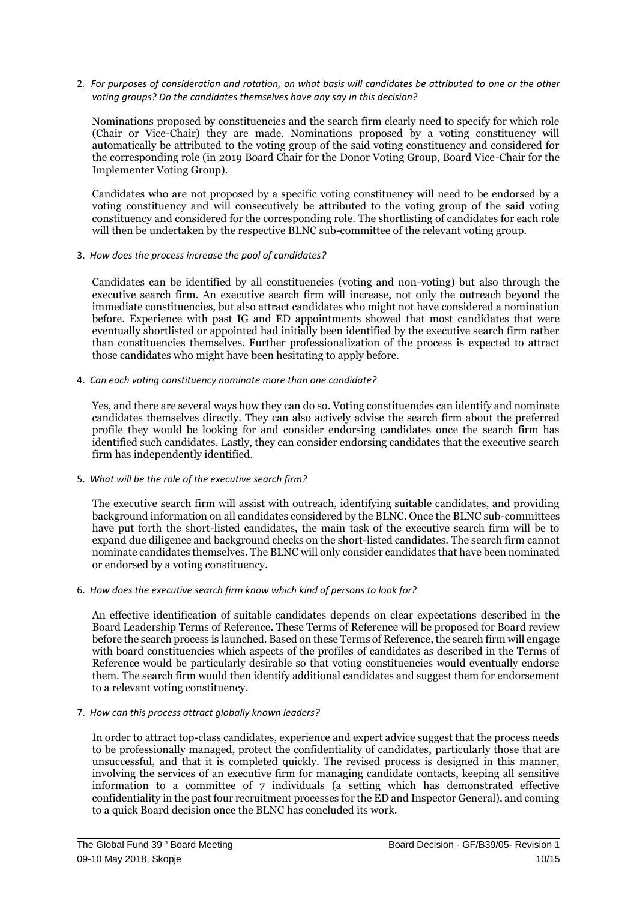2. *For purposes of consideration and rotation, on what basis will candidates be attributed to one or the other voting groups? Do the candidates themselves have any say in this decision?*

   Nominations proposed by constituencies and the search firm clearly need to specify for which role (Chair or Vice-Chair) they are made. Nominations proposed by a voting constituency will automatically be attributed to the voting group of the said voting constituency and considered for the corresponding role (in 2019 Board Chair for the Donor Voting Group, Board Vice-Chair for the Implementer Voting Group).

   Candidates who are not proposed by a specific voting constituency will need to be endorsed by a voting constituency and will consecutively be attributed to the voting group of the said voting constituency and considered for the corresponding role. The shortlisting of candidates for each role will then be undertaken by the respective BLNC sub-committee of the relevant voting group.

3. *How does the process increase the pool of candidates?*

   Candidates can be identified by all constituencies (voting and non-voting) but also through the executive search firm. An executive search firm will increase, not only the outreach beyond the immediate constituencies, but also attract candidates who might not have considered a nomination before. Experience with past IG and ED appointments showed that most candidates that were eventually shortlisted or appointed had initially been identified by the executive search firm rather than constituencies themselves. Further professionalization of the process is expected to attract those candidates who might have been hesitating to apply before.

4. *Can each voting constituency nominate more than one candidate?*

   Yes, and there are several ways how they can do so. Voting constituencies can identify and nominate candidates themselves directly. They can also actively advise the search firm about the preferred profile they would be looking for and consider endorsing candidates once the search firm has identified such candidates. Lastly, they can consider endorsing candidates that the executive search firm has independently identified.

5. *What will be the role of the executive search firm?*

   The executive search firm will assist with outreach, identifying suitable candidates, and providing background information on all candidates considered by the BLNC. Once the BLNC sub-committees have put forth the short-listed candidates, the main task of the executive search firm will be to expand due diligence and background checks on the short-listed candidates. The search firm cannot nominate candidates themselves. The BLNC will only consider candidates that have been nominated or endorsed by a voting constituency.

6. *How does the executive search firm know which kind of persons to look for?*

   An effective identification of suitable candidates depends on clear expectations described in the Board Leadership Terms of Reference. These Terms of Reference will be proposed for Board review before the search process is launched. Based on these Terms of Reference, the search firm will engage with board constituencies which aspects of the profiles of candidates as described in the Terms of Reference would be particularly desirable so that voting constituencies would eventually endorse them. The search firm would then identify additional candidates and suggest them for endorsement to a relevant voting constituency.

7. *How can this process attract globally known leaders?*

   In order to attract top-class candidates, experience and expert advice suggest that the process needs to be professionally managed, protect the confidentiality of candidates, particularly those that are unsuccessful, and that it is completed quickly. The revised process is designed in this manner, involving the services of an executive firm for managing candidate contacts, keeping all sensitive information to a committee of 7 individuals (a setting which has demonstrated effective confidentiality in the past four recruitment processes for the ED and Inspector General), and coming to a quick Board decision once the BLNC has concluded its work.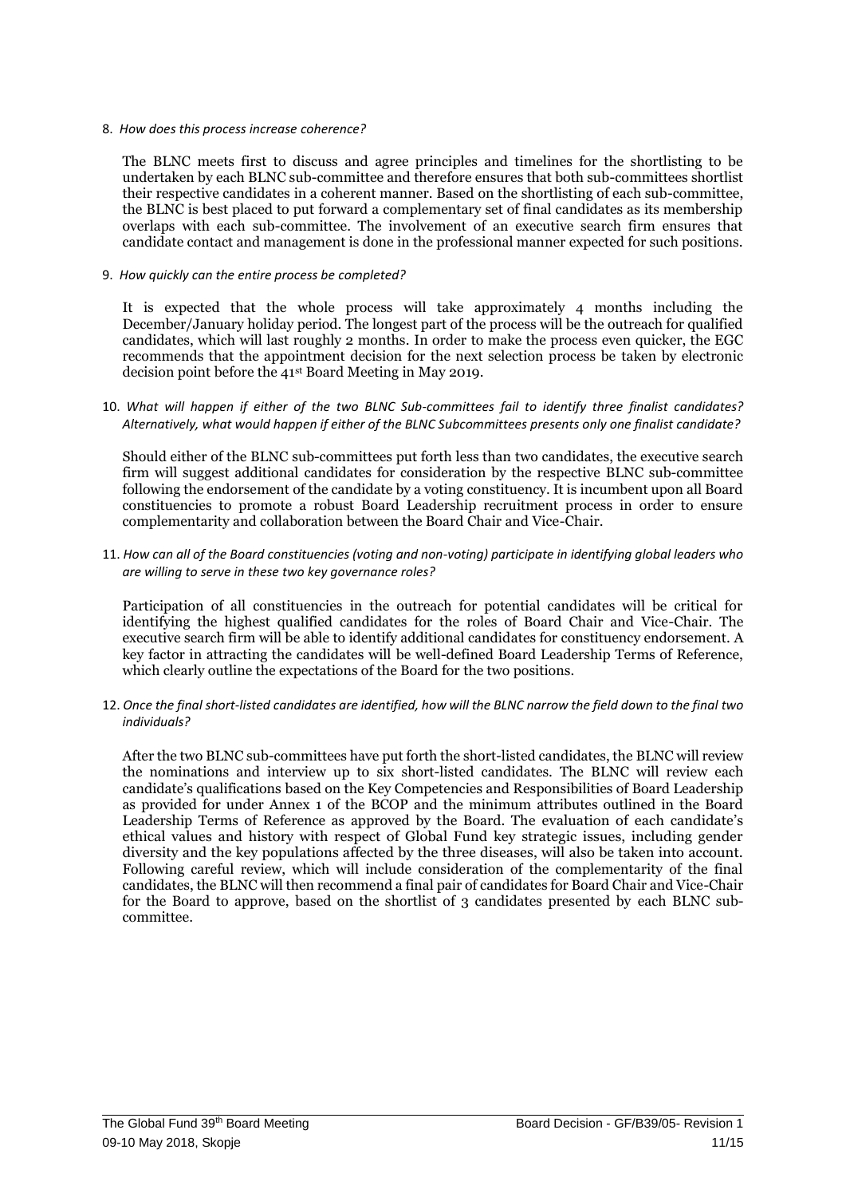8. *How does this process increase coherence?*

   The BLNC meets first to discuss and agree principles and timelines for the shortlisting to be undertaken by each BLNC sub-committee and therefore ensures that both sub-committees shortlist their respective candidates in a coherent manner. Based on the shortlisting of each sub-committee, the BLNC is best placed to put forward a complementary set of final candidates as its membership overlaps with each sub-committee. The involvement of an executive search firm ensures that candidate contact and management is done in the professional manner expected for such positions.

9. *How quickly can the entire process be completed?*

   It is expected that the whole process will take approximately 4 months including the December/January holiday period. The longest part of the process will be the outreach for qualified candidates, which will last roughly 2 months. In order to make the process even quicker, the EGC recommends that the appointment decision for the next selection process be taken by electronic decision point before the 41st Board Meeting in May 2019.

10. *What will happen if either of the two BLNC Sub-committees fail to identify three finalist candidates? Alternatively, what would happen if either of the BLNC Subcommittees presents only one finalist candidate?*

    Should either of the BLNC sub-committees put forth less than two candidates, the executive search firm will suggest additional candidates for consideration by the respective BLNC sub-committee following the endorsement of the candidate by a voting constituency. It is incumbent upon all Board constituencies to promote a robust Board Leadership recruitment process in order to ensure complementarity and collaboration between the Board Chair and Vice-Chair.

11. *How can all of the Board constituencies (voting and non-voting) participate in identifying global leaders who are willing to serve in these two key governance roles?*

    Participation of all constituencies in the outreach for potential candidates will be critical for identifying the highest qualified candidates for the roles of Board Chair and Vice-Chair. The executive search firm will be able to identify additional candidates for constituency endorsement. A key factor in attracting the candidates will be well-defined Board Leadership Terms of Reference, which clearly outline the expectations of the Board for the two positions.

12. *Once the final short-listed candidates are identified, how will the BLNC narrow the field down to the final two individuals?*

    After the two BLNC sub-committees have put forth the short-listed candidates, the BLNC will review the nominations and interview up to six short-listed candidates. The BLNC will review each candidate's qualifications based on the Key Competencies and Responsibilities of Board Leadership as provided for under Annex 1 of the BCOP and the minimum attributes outlined in the Board Leadership Terms of Reference as approved by the Board. The evaluation of each candidate's ethical values and history with respect of Global Fund key strategic issues, including gender diversity and the key populations affected by the three diseases, will also be taken into account. Following careful review, which will include consideration of the complementarity of the final candidates, the BLNC will then recommend a final pair of candidates for Board Chair and Vice-Chair for the Board to approve, based on the shortlist of 3 candidates presented by each BLNC sub-committee.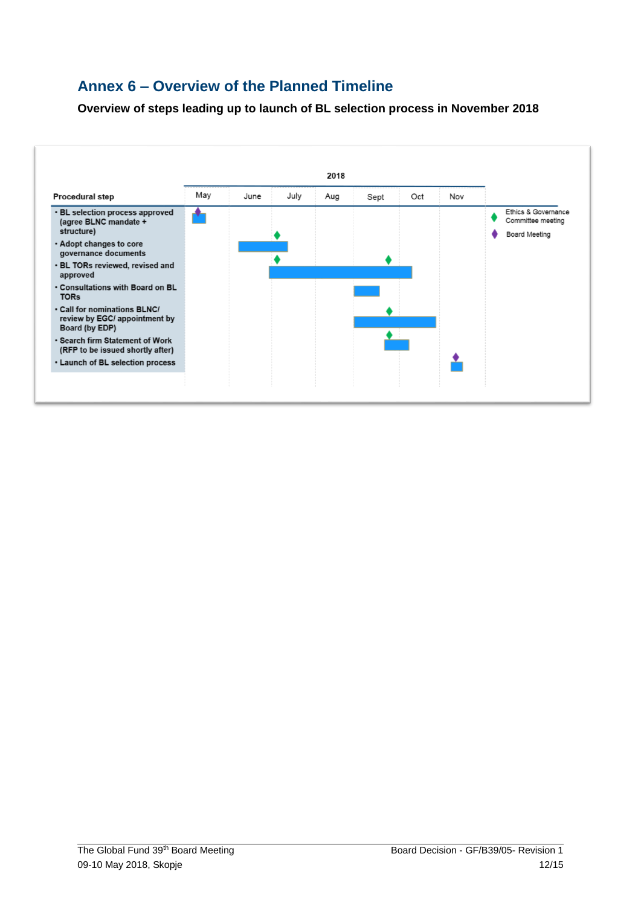## Annex 6 – Overview of the Planned Timeline

**Overview of steps leading up to launch of BL selection process in November 2018**

| Procedural step | May | June | July | Aug | Sept | Oct | Nov |
|---|---|---|---|---|---|---|---|
| • BL selection process approved (agree BLNC mandate + structure) | ■ ♦ Board Meeting | | | | | | |
| • Adopt changes to core governance documents | | ■ | ■ ♦ Ethics & Governance Committee meeting | | | | |
| • BL TORs reviewed, revised and approved | | | ■ ♦ Ethics & Governance Committee meeting | ■ | ■ ♦ Ethics & Governance Committee meeting | ■ | |
| • Consultations with Board on BL TORs | | | | | ■ | | |
| • Call for nominations BLNC/ review by EGC/ appointment by Board (by EDP) | | | | | ■ | ■ ♦ Ethics & Governance Committee meeting | |
| • Search firm Statement of Work (RFP to be issued shortly after) | | | | | | ■ ♦ Ethics & Governance Committee meeting | |
| • Launch of BL selection process | | | | | | | ■ ♦ Board Meeting |

Legend: ♦ (green) Ethics & Governance Committee meeting; ♦ (purple) Board Meeting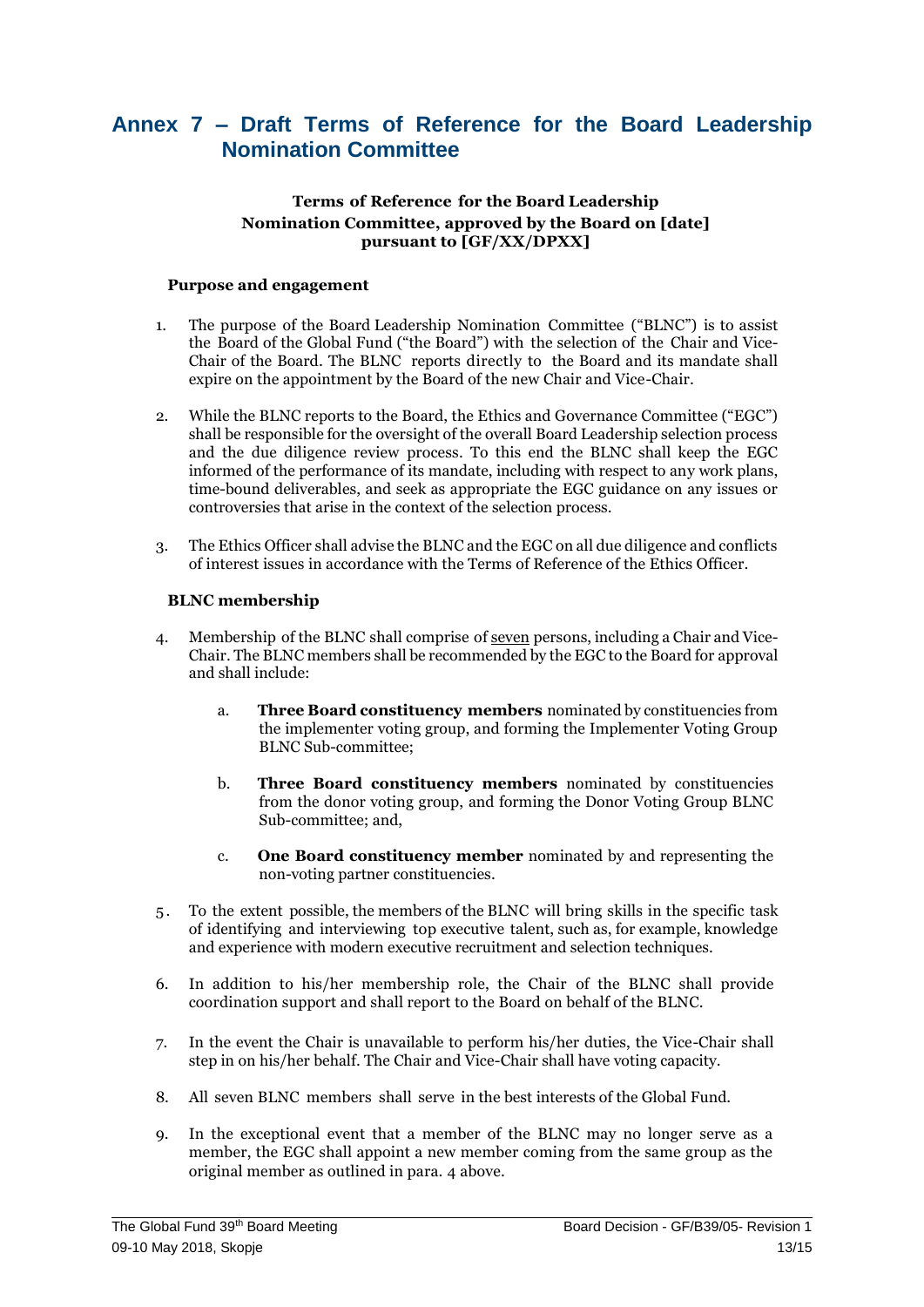# Annex 7 – Draft Terms of Reference for the Board Leadership Nomination Committee

**Terms of Reference for the Board Leadership Nomination Committee, approved by the Board on [date] pursuant to [GF/XX/DPXX]**

**Purpose and engagement**

1. The purpose of the Board Leadership Nomination Committee ("BLNC") is to assist the Board of the Global Fund ("the Board") with the selection of the Chair and Vice-Chair of the Board. The BLNC reports directly to the Board and its mandate shall expire on the appointment by the Board of the new Chair and Vice-Chair.

2. While the BLNC reports to the Board, the Ethics and Governance Committee ("EGC") shall be responsible for the oversight of the overall Board Leadership selection process and the due diligence review process. To this end the BLNC shall keep the EGC informed of the performance of its mandate, including with respect to any work plans, time-bound deliverables, and seek as appropriate the EGC guidance on any issues or controversies that arise in the context of the selection process.

3. The Ethics Officer shall advise the BLNC and the EGC on all due diligence and conflicts of interest issues in accordance with the Terms of Reference of the Ethics Officer.

**BLNC membership**

4. Membership of the BLNC shall comprise of <u>seven</u> persons, including a Chair and Vice-Chair. The BLNC members shall be recommended by the EGC to the Board for approval and shall include:

   a. **Three Board constituency members** nominated by constituencies from the implementer voting group, and forming the Implementer Voting Group BLNC Sub-committee;

   b. **Three Board constituency members** nominated by constituencies from the donor voting group, and forming the Donor Voting Group BLNC Sub-committee; and,

   c. **One Board constituency member** nominated by and representing the non-voting partner constituencies.

5. To the extent possible, the members of the BLNC will bring skills in the specific task of identifying and interviewing top executive talent, such as, for example, knowledge and experience with modern executive recruitment and selection techniques.

6. In addition to his/her membership role, the Chair of the BLNC shall provide coordination support and shall report to the Board on behalf of the BLNC.

7. In the event the Chair is unavailable to perform his/her duties, the Vice-Chair shall step in on his/her behalf. The Chair and Vice-Chair shall have voting capacity.

8. All seven BLNC members shall serve in the best interests of the Global Fund.

9. In the exceptional event that a member of the BLNC may no longer serve as a member, the EGC shall appoint a new member coming from the same group as the original member as outlined in para. 4 above.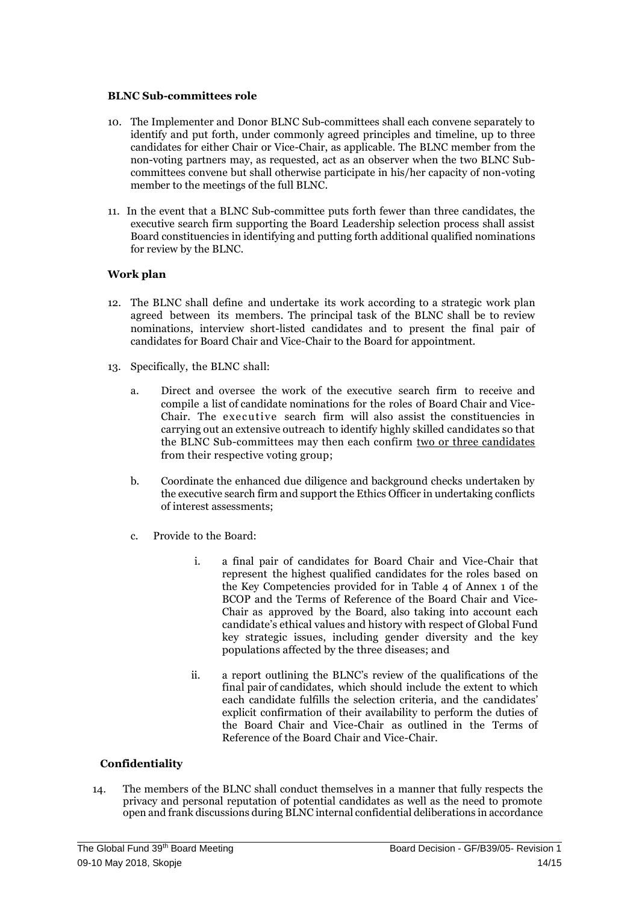**BLNC Sub-committees role**

10. The Implementer and Donor BLNC Sub-committees shall each convene separately to identify and put forth, under commonly agreed principles and timeline, up to three candidates for either Chair or Vice-Chair, as applicable. The BLNC member from the non-voting partners may, as requested, act as an observer when the two BLNC Sub-committees convene but shall otherwise participate in his/her capacity of non-voting member to the meetings of the full BLNC.

11. In the event that a BLNC Sub-committee puts forth fewer than three candidates, the executive search firm supporting the Board Leadership selection process shall assist Board constituencies in identifying and putting forth additional qualified nominations for review by the BLNC.

**Work plan**

12. The BLNC shall define and undertake its work according to a strategic work plan agreed between its members. The principal task of the BLNC shall be to review nominations, interview short-listed candidates and to present the final pair of candidates for Board Chair and Vice-Chair to the Board for appointment.

13. Specifically, the BLNC shall:

    a. Direct and oversee the work of the executive search firm to receive and compile a list of candidate nominations for the roles of Board Chair and Vice-Chair. The executive search firm will also assist the constituencies in carrying out an extensive outreach to identify highly skilled candidates so that the BLNC Sub-committees may then each confirm <u>two or three candidates</u> from their respective voting group;

    b. Coordinate the enhanced due diligence and background checks undertaken by the executive search firm and support the Ethics Officer in undertaking conflicts of interest assessments;

    c. Provide to the Board:

        i. a final pair of candidates for Board Chair and Vice-Chair that represent the highest qualified candidates for the roles based on the Key Competencies provided for in Table 4 of Annex 1 of the BCOP and the Terms of Reference of the Board Chair and Vice-Chair as approved by the Board, also taking into account each candidate's ethical values and history with respect of Global Fund key strategic issues, including gender diversity and the key populations affected by the three diseases; and

        ii. a report outlining the BLNC's review of the qualifications of the final pair of candidates, which should include the extent to which each candidate fulfills the selection criteria, and the candidates' explicit confirmation of their availability to perform the duties of the Board Chair and Vice-Chair as outlined in the Terms of Reference of the Board Chair and Vice-Chair.

**Confidentiality**

14. The members of the BLNC shall conduct themselves in a manner that fully respects the privacy and personal reputation of potential candidates as well as the need to promote open and frank discussions during BLNC internal confidential deliberations in accordance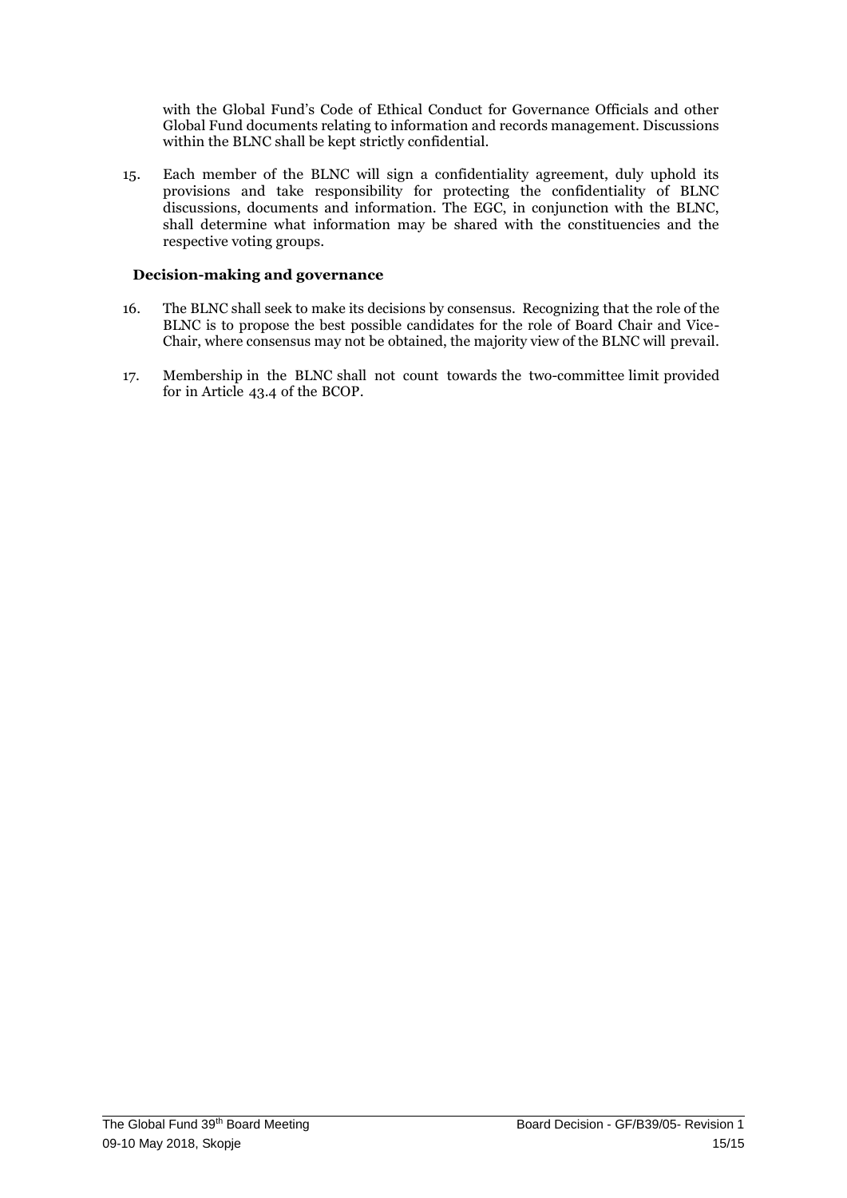with the Global Fund's Code of Ethical Conduct for Governance Officials and other Global Fund documents relating to information and records management. Discussions within the BLNC shall be kept strictly confidential.

15. Each member of the BLNC will sign a confidentiality agreement, duly uphold its provisions and take responsibility for protecting the confidentiality of BLNC discussions, documents and information. The EGC, in conjunction with the BLNC, shall determine what information may be shared with the constituencies and the respective voting groups.

**Decision-making and governance**

16. The BLNC shall seek to make its decisions by consensus. Recognizing that the role of the BLNC is to propose the best possible candidates for the role of Board Chair and Vice-Chair, where consensus may not be obtained, the majority view of the BLNC will prevail.

17. Membership in the BLNC shall not count towards the two-committee limit provided for in Article 43.4 of the BCOP.